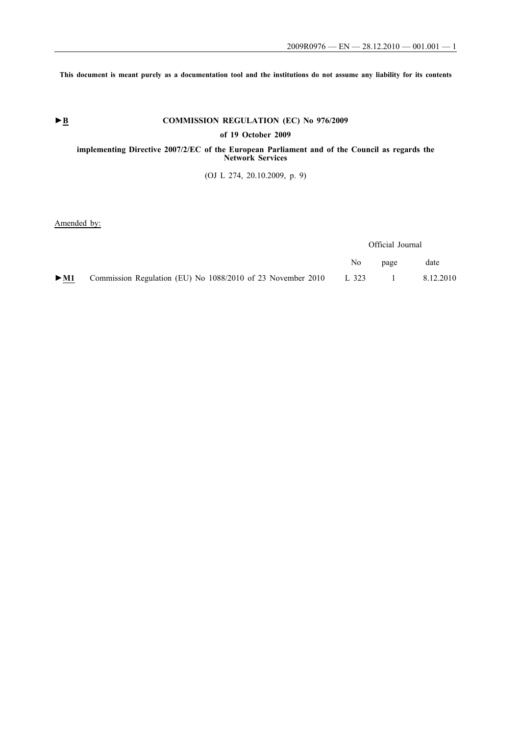**This document is meant purely as a documentation tool and the institutions do not assume any liability for its contents**

►B **COMMISSION REGULATION (EC) No 976/2009**

**of 19 October 2009**

**implementing Directive 2007/2/EC of the European Parliament and of the Council as regards the Network Services**

(OJ L 274, 20.10.2009, p. 9)

Amended by:

| | | Official Journal | | |
|---|---|---|---|---|
| | | No | page | date |
| ►M1 | Commission Regulation (EU) No 1088/2010 of 23 November 2010 | L 323 | 1 | 8.12.2010 |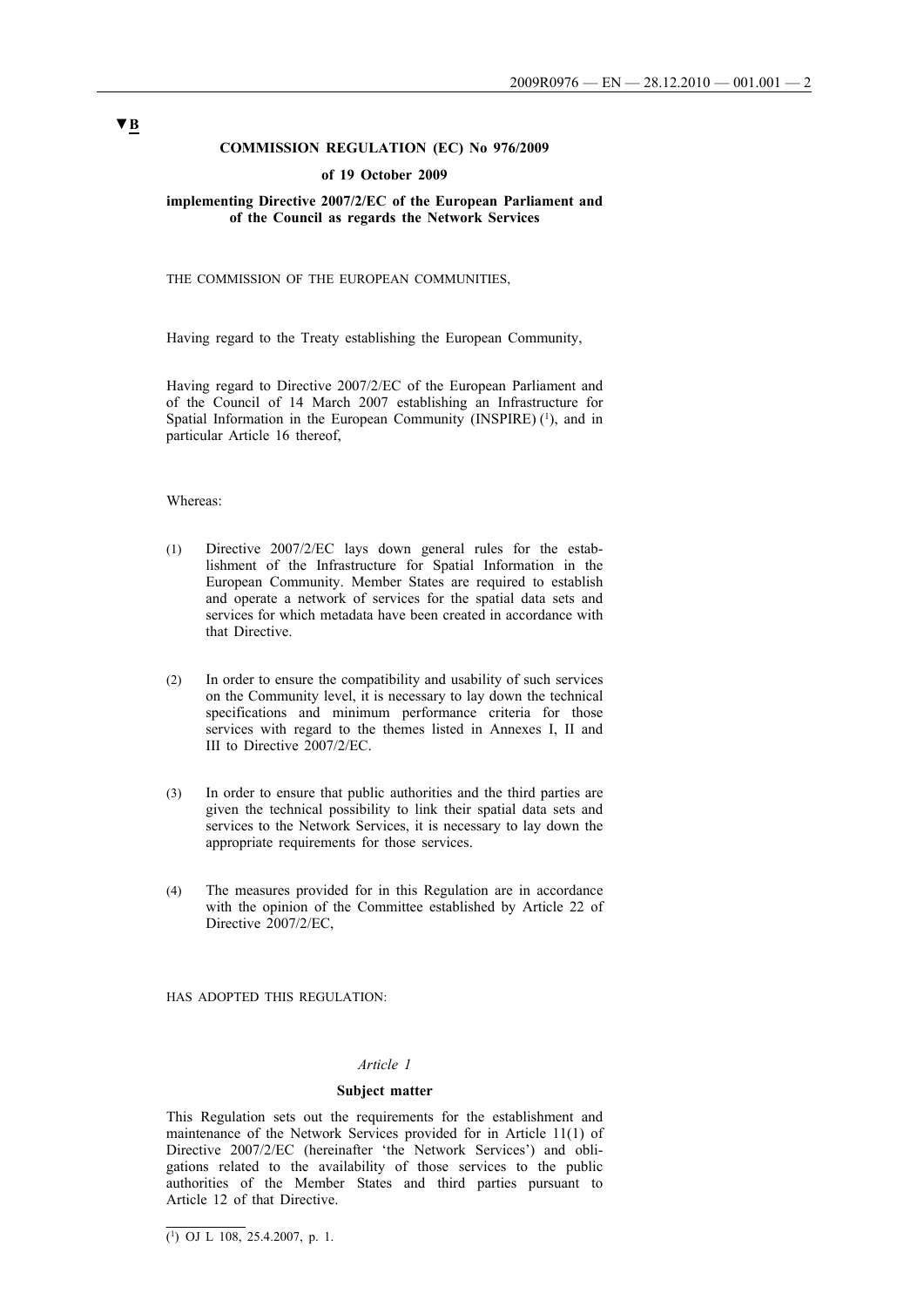▼B

**COMMISSION REGULATION (EC) No 976/2009**

**of 19 October 2009**

**implementing Directive 2007/2/EC of the European Parliament and of the Council as regards the Network Services**

THE COMMISSION OF THE EUROPEAN COMMUNITIES,

Having regard to the Treaty establishing the European Community,

Having regard to Directive 2007/2/EC of the European Parliament and of the Council of 14 March 2007 establishing an Infrastructure for Spatial Information in the European Community (INSPIRE) [1], and in particular Article 16 thereof,

Whereas:

(1) Directive 2007/2/EC lays down general rules for the establishment of the Infrastructure for Spatial Information in the European Community. Member States are required to establish and operate a network of services for the spatial data sets and services for which metadata have been created in accordance with that Directive.

(2) In order to ensure the compatibility and usability of such services on the Community level, it is necessary to lay down the technical specifications and minimum performance criteria for those services with regard to the themes listed in Annexes I, II and III to Directive 2007/2/EC.

(3) In order to ensure that public authorities and the third parties are given the technical possibility to link their spatial data sets and services to the Network Services, it is necessary to lay down the appropriate requirements for those services.

(4) The measures provided for in this Regulation are in accordance with the opinion of the Committee established by Article 22 of Directive 2007/2/EC,

HAS ADOPTED THIS REGULATION:

*Article 1*

**Subject matter**

This Regulation sets out the requirements for the establishment and maintenance of the Network Services provided for in Article 11(1) of Directive 2007/2/EC (hereinafter 'the Network Services') and obligations related to the availability of those services to the public authorities of the Member States and third parties pursuant to Article 12 of that Directive.

---

[1] OJ L 108, 25.4.2007, p. 1.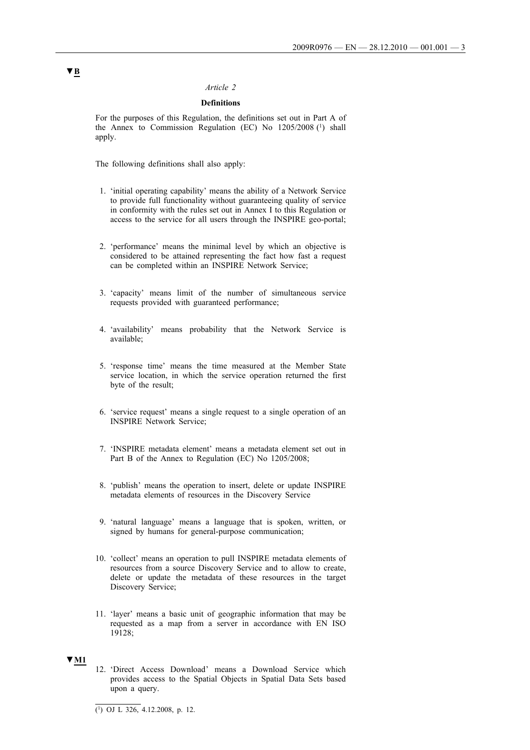▼B

*Article 2*

**Definitions**

For the purposes of this Regulation, the definitions set out in Part A of the Annex to Commission Regulation (EC) No 1205/2008 [1] shall apply.

The following definitions shall also apply:

1. 'initial operating capability' means the ability of a Network Service to provide full functionality without guaranteeing quality of service in conformity with the rules set out in Annex I to this Regulation or access to the service for all users through the INSPIRE geo-portal;

2. 'performance' means the minimal level by which an objective is considered to be attained representing the fact how fast a request can be completed within an INSPIRE Network Service;

3. 'capacity' means limit of the number of simultaneous service requests provided with guaranteed performance;

4. 'availability' means probability that the Network Service is available;

5. 'response time' means the time measured at the Member State service location, in which the service operation returned the first byte of the result;

6. 'service request' means a single request to a single operation of an INSPIRE Network Service;

7. 'INSPIRE metadata element' means a metadata element set out in Part B of the Annex to Regulation (EC) No 1205/2008;

8. 'publish' means the operation to insert, delete or update INSPIRE metadata elements of resources in the Discovery Service

9. 'natural language' means a language that is spoken, written, or signed by humans for general-purpose communication;

10. 'collect' means an operation to pull INSPIRE metadata elements of resources from a source Discovery Service and to allow to create, delete or update the metadata of these resources in the target Discovery Service;

11. 'layer' means a basic unit of geographic information that may be requested as a map from a server in accordance with EN ISO 19128;

▼M1

12. 'Direct Access Download' means a Download Service which provides access to the Spatial Objects in Spatial Data Sets based upon a query.

---

[1] OJ L 326, 4.12.2008, p. 12.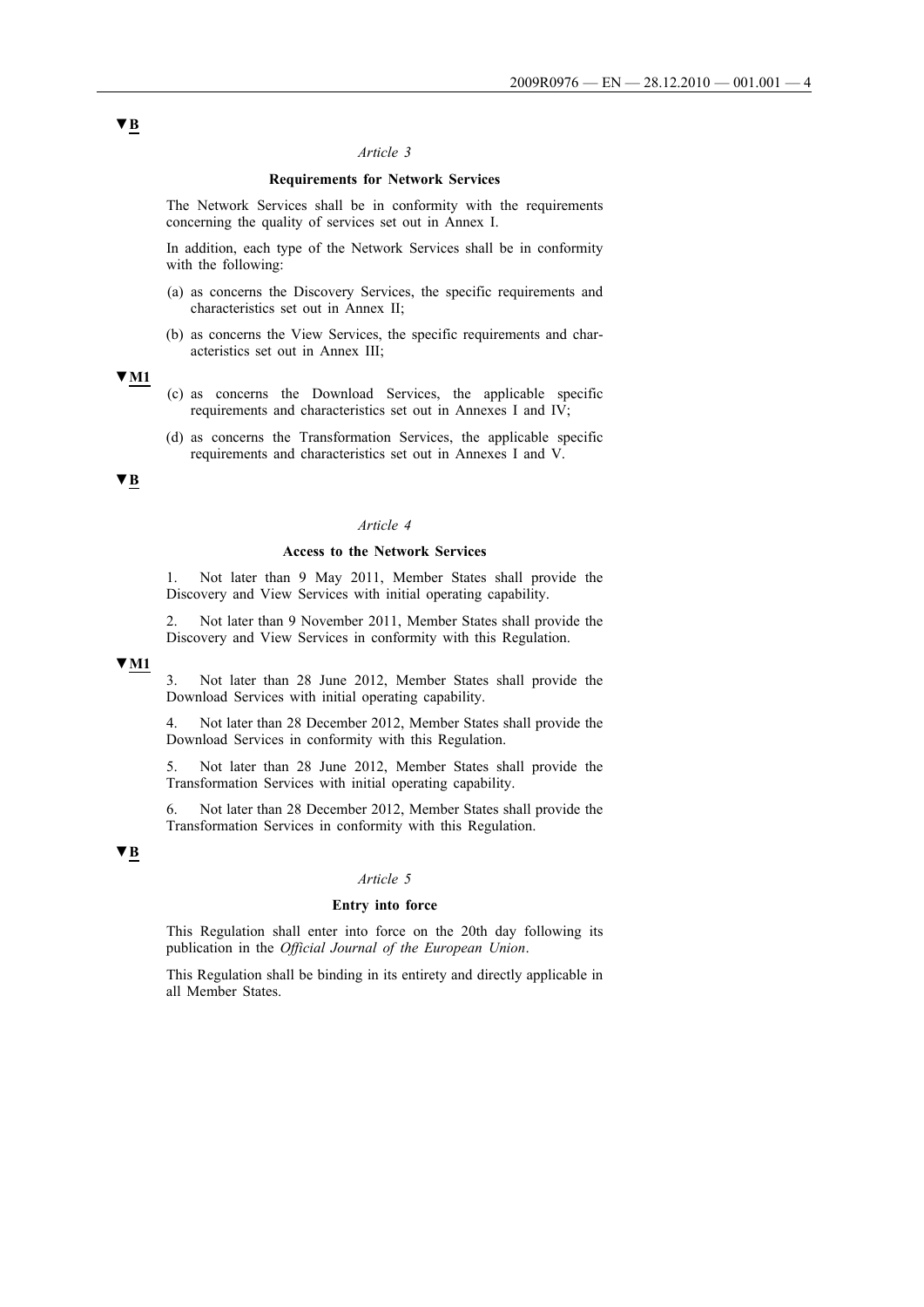▼B

*Article 3*

**Requirements for Network Services**

The Network Services shall be in conformity with the requirements concerning the quality of services set out in Annex I.

In addition, each type of the Network Services shall be in conformity with the following:

(a) as concerns the Discovery Services, the specific requirements and characteristics set out in Annex II;

(b) as concerns the View Services, the specific requirements and characteristics set out in Annex III;

▼M1

(c) as concerns the Download Services, the applicable specific requirements and characteristics set out in Annexes I and IV;

(d) as concerns the Transformation Services, the applicable specific requirements and characteristics set out in Annexes I and V.

▼B

*Article 4*

**Access to the Network Services**

1. Not later than 9 May 2011, Member States shall provide the Discovery and View Services with initial operating capability.

2. Not later than 9 November 2011, Member States shall provide the Discovery and View Services in conformity with this Regulation.

▼M1

3. Not later than 28 June 2012, Member States shall provide the Download Services with initial operating capability.

4. Not later than 28 December 2012, Member States shall provide the Download Services in conformity with this Regulation.

5. Not later than 28 June 2012, Member States shall provide the Transformation Services with initial operating capability.

6. Not later than 28 December 2012, Member States shall provide the Transformation Services in conformity with this Regulation.

▼B

*Article 5*

**Entry into force**

This Regulation shall enter into force on the 20th day following its publication in the *Official Journal of the European Union*.

This Regulation shall be binding in its entirety and directly applicable in all Member States.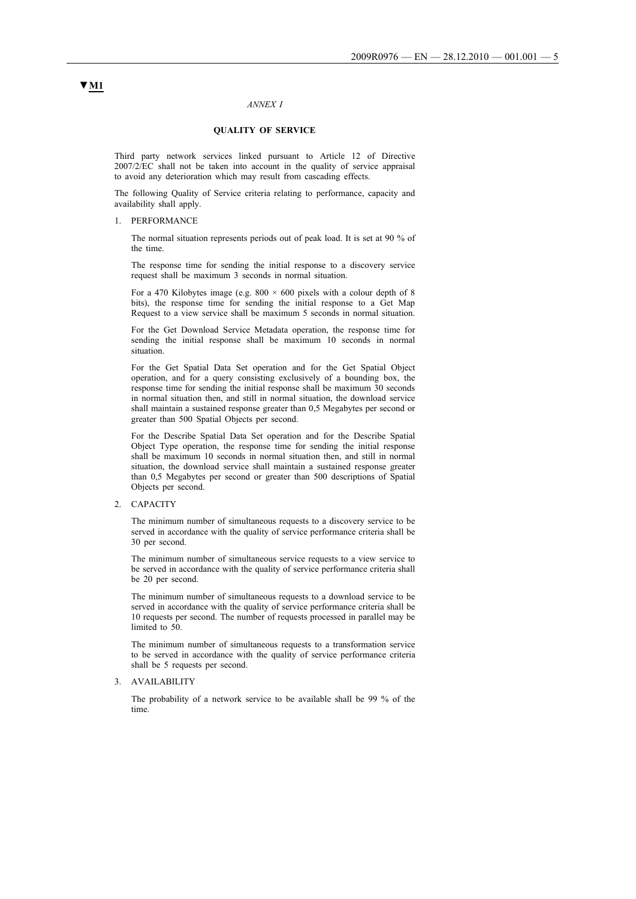▼M1

*ANNEX I*

## QUALITY OF SERVICE

Third party network services linked pursuant to Article 12 of Directive 2007/2/EC shall not be taken into account in the quality of service appraisal to avoid any deterioration which may result from cascading effects.

The following Quality of Service criteria relating to performance, capacity and availability shall apply.

1. PERFORMANCE

   The normal situation represents periods out of peak load. It is set at 90 % of the time.

   The response time for sending the initial response to a discovery service request shall be maximum 3 seconds in normal situation.

   For a 470 Kilobytes image (e.g. 800 × 600 pixels with a colour depth of 8 bits), the response time for sending the initial response to a Get Map Request to a view service shall be maximum 5 seconds in normal situation.

   For the Get Download Service Metadata operation, the response time for sending the initial response shall be maximum 10 seconds in normal situation.

   For the Get Spatial Data Set operation and for the Get Spatial Object operation, and for a query consisting exclusively of a bounding box, the response time for sending the initial response shall be maximum 30 seconds in normal situation then, and still in normal situation, the download service shall maintain a sustained response greater than 0,5 Megabytes per second or greater than 500 Spatial Objects per second.

   For the Describe Spatial Data Set operation and for the Describe Spatial Object Type operation, the response time for sending the initial response shall be maximum 10 seconds in normal situation then, and still in normal situation, the download service shall maintain a sustained response greater than 0,5 Megabytes per second or greater than 500 descriptions of Spatial Objects per second.

2. CAPACITY

   The minimum number of simultaneous requests to a discovery service to be served in accordance with the quality of service performance criteria shall be 30 per second.

   The minimum number of simultaneous service requests to a view service to be served in accordance with the quality of service performance criteria shall be 20 per second.

   The minimum number of simultaneous requests to a download service to be served in accordance with the quality of service performance criteria shall be 10 requests per second. The number of requests processed in parallel may be limited to 50.

   The minimum number of simultaneous requests to a transformation service to be served in accordance with the quality of service performance criteria shall be 5 requests per second.

3. AVAILABILITY

   The probability of a network service to be available shall be 99 % of the time.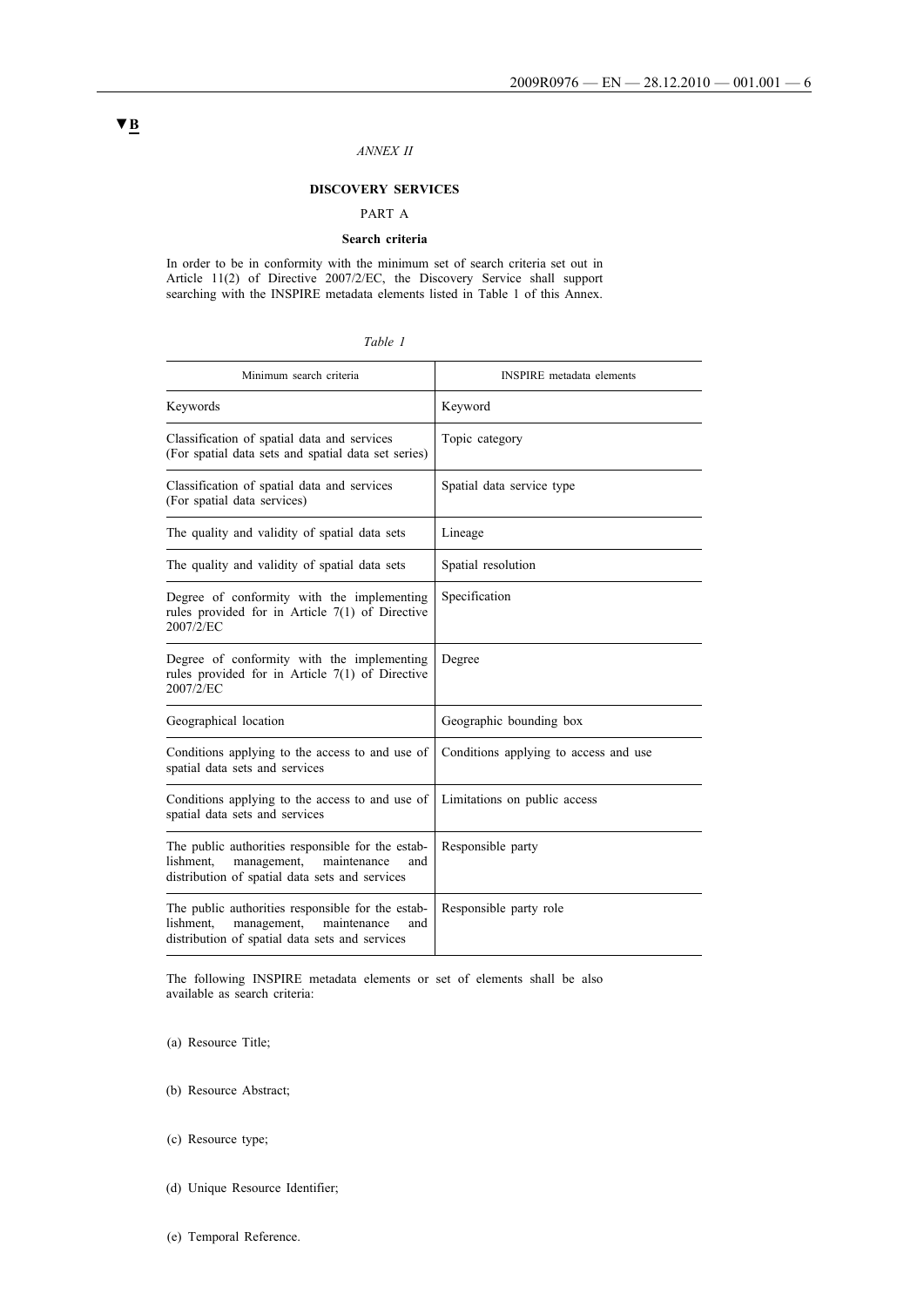▼B

*ANNEX II*

**DISCOVERY SERVICES**

PART A

**Search criteria**

In order to be in conformity with the minimum set of search criteria set out in Article 11(2) of Directive 2007/2/EC, the Discovery Service shall support searching with the INSPIRE metadata elements listed in Table 1 of this Annex.

*Table 1*

| Minimum search criteria | INSPIRE metadata elements |
|---|---|
| Keywords | Keyword |
| Classification of spatial data and services (For spatial data sets and spatial data set series) | Topic category |
| Classification of spatial data and services (For spatial data services) | Spatial data service type |
| The quality and validity of spatial data sets | Lineage |
| The quality and validity of spatial data sets | Spatial resolution |
| Degree of conformity with the implementing rules provided for in Article 7(1) of Directive 2007/2/EC | Specification |
| Degree of conformity with the implementing rules provided for in Article 7(1) of Directive 2007/2/EC | Degree |
| Geographical location | Geographic bounding box |
| Conditions applying to the access to and use of spatial data sets and services | Conditions applying to access and use |
| Conditions applying to the access to and use of spatial data sets and services | Limitations on public access |
| The public authorities responsible for the establishment, management, maintenance and distribution of spatial data sets and services | Responsible party |
| The public authorities responsible for the establishment, management, maintenance and distribution of spatial data sets and services | Responsible party role |

The following INSPIRE metadata elements or set of elements shall be also available as search criteria:

(a) Resource Title;

(b) Resource Abstract;

(c) Resource type;

(d) Unique Resource Identifier;

(e) Temporal Reference.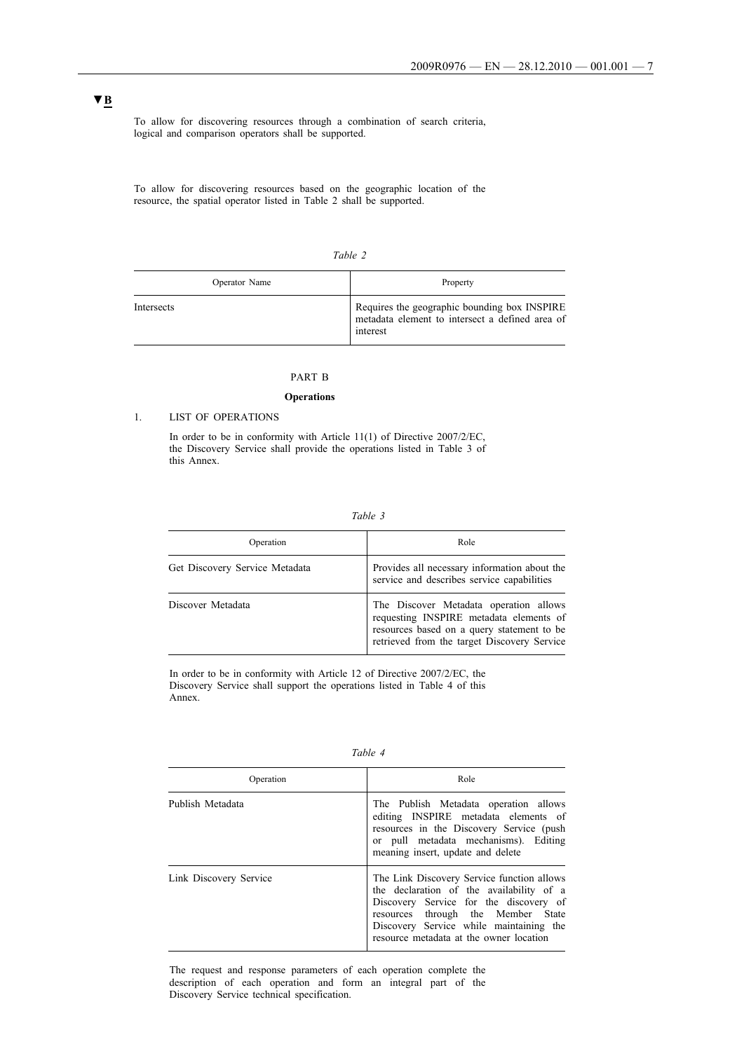▼B

To allow for discovering resources through a combination of search criteria, logical and comparison operators shall be supported.

To allow for discovering resources based on the geographic location of the resource, the spatial operator listed in Table 2 shall be supported.

*Table 2*

| Operator Name | Property |
|---|---|
| Intersects | Requires the geographic bounding box INSPIRE metadata element to intersect a defined area of interest |

PART B

**Operations**

1. LIST OF OPERATIONS

In order to be in conformity with Article 11(1) of Directive 2007/2/EC, the Discovery Service shall provide the operations listed in Table 3 of this Annex.

*Table 3*

| Operation | Role |
|---|---|
| Get Discovery Service Metadata | Provides all necessary information about the service and describes service capabilities |
| Discover Metadata | The Discover Metadata operation allows requesting INSPIRE metadata elements of resources based on a query statement to be retrieved from the target Discovery Service |

In order to be in conformity with Article 12 of Directive 2007/2/EC, the Discovery Service shall support the operations listed in Table 4 of this Annex.

*Table 4*

| Operation | Role |
|---|---|
| Publish Metadata | The Publish Metadata operation allows editing INSPIRE metadata elements of resources in the Discovery Service (push or pull metadata mechanisms). Editing meaning insert, update and delete |
| Link Discovery Service | The Link Discovery Service function allows the declaration of the availability of a Discovery Service for the discovery of resources through the Member State Discovery Service while maintaining the resource metadata at the owner location |

The request and response parameters of each operation complete the description of each operation and form an integral part of the Discovery Service technical specification.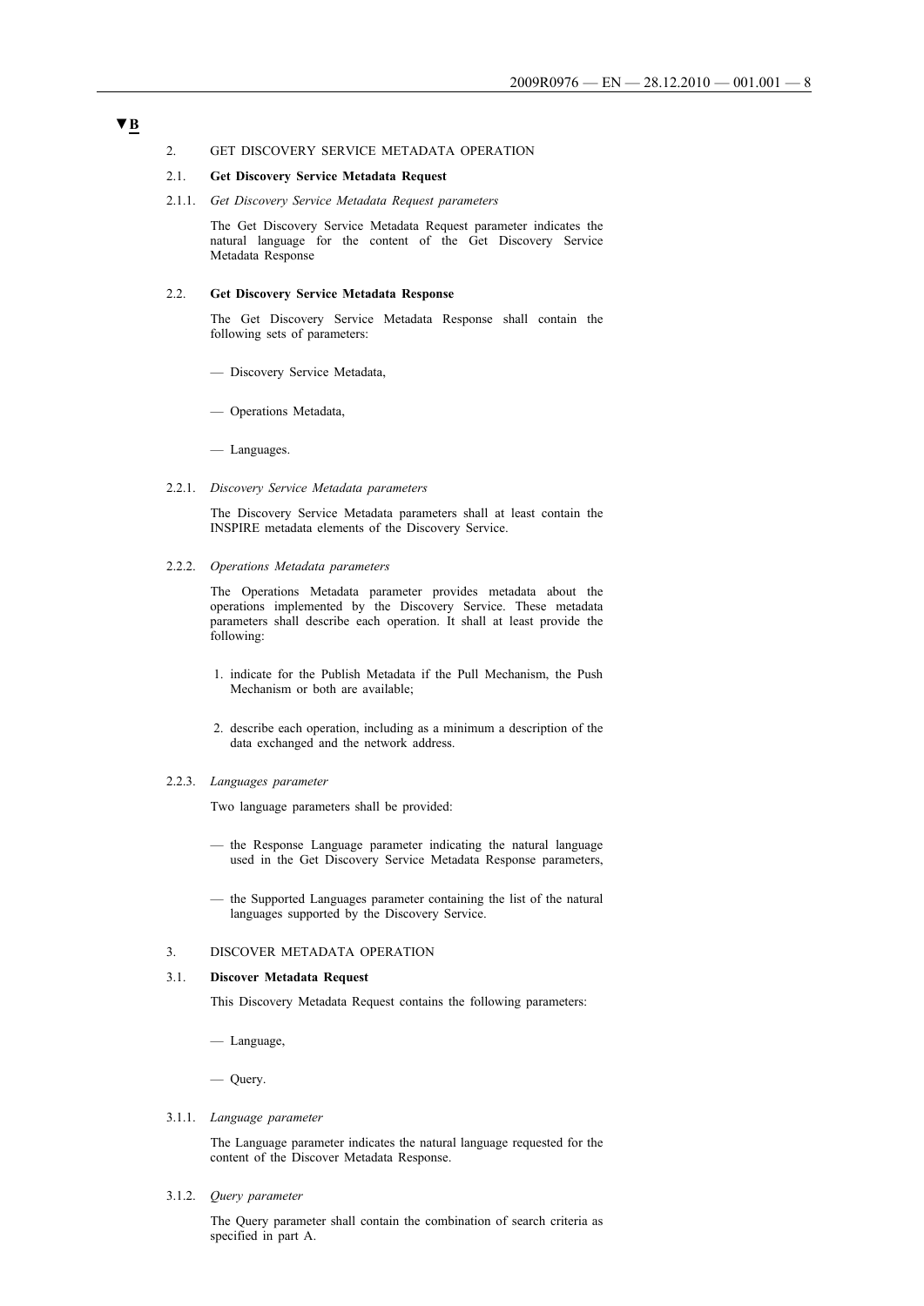▼B

2. GET DISCOVERY SERVICE METADATA OPERATION

2.1. **Get Discovery Service Metadata Request**

2.1.1. *Get Discovery Service Metadata Request parameters*

The Get Discovery Service Metadata Request parameter indicates the natural language for the content of the Get Discovery Service Metadata Response

2.2. **Get Discovery Service Metadata Response**

The Get Discovery Service Metadata Response shall contain the following sets of parameters:

— Discovery Service Metadata,

— Operations Metadata,

— Languages.

2.2.1. *Discovery Service Metadata parameters*

The Discovery Service Metadata parameters shall at least contain the INSPIRE metadata elements of the Discovery Service.

2.2.2. *Operations Metadata parameters*

The Operations Metadata parameter provides metadata about the operations implemented by the Discovery Service. These metadata parameters shall describe each operation. It shall at least provide the following:

1. indicate for the Publish Metadata if the Pull Mechanism, the Push Mechanism or both are available;

2. describe each operation, including as a minimum a description of the data exchanged and the network address.

2.2.3. *Languages parameter*

Two language parameters shall be provided:

— the Response Language parameter indicating the natural language used in the Get Discovery Service Metadata Response parameters,

— the Supported Languages parameter containing the list of the natural languages supported by the Discovery Service.

3. DISCOVER METADATA OPERATION

3.1. **Discover Metadata Request**

This Discovery Metadata Request contains the following parameters:

— Language,

— Query.

3.1.1. *Language parameter*

The Language parameter indicates the natural language requested for the content of the Discover Metadata Response.

3.1.2. *Query parameter*

The Query parameter shall contain the combination of search criteria as specified in part A.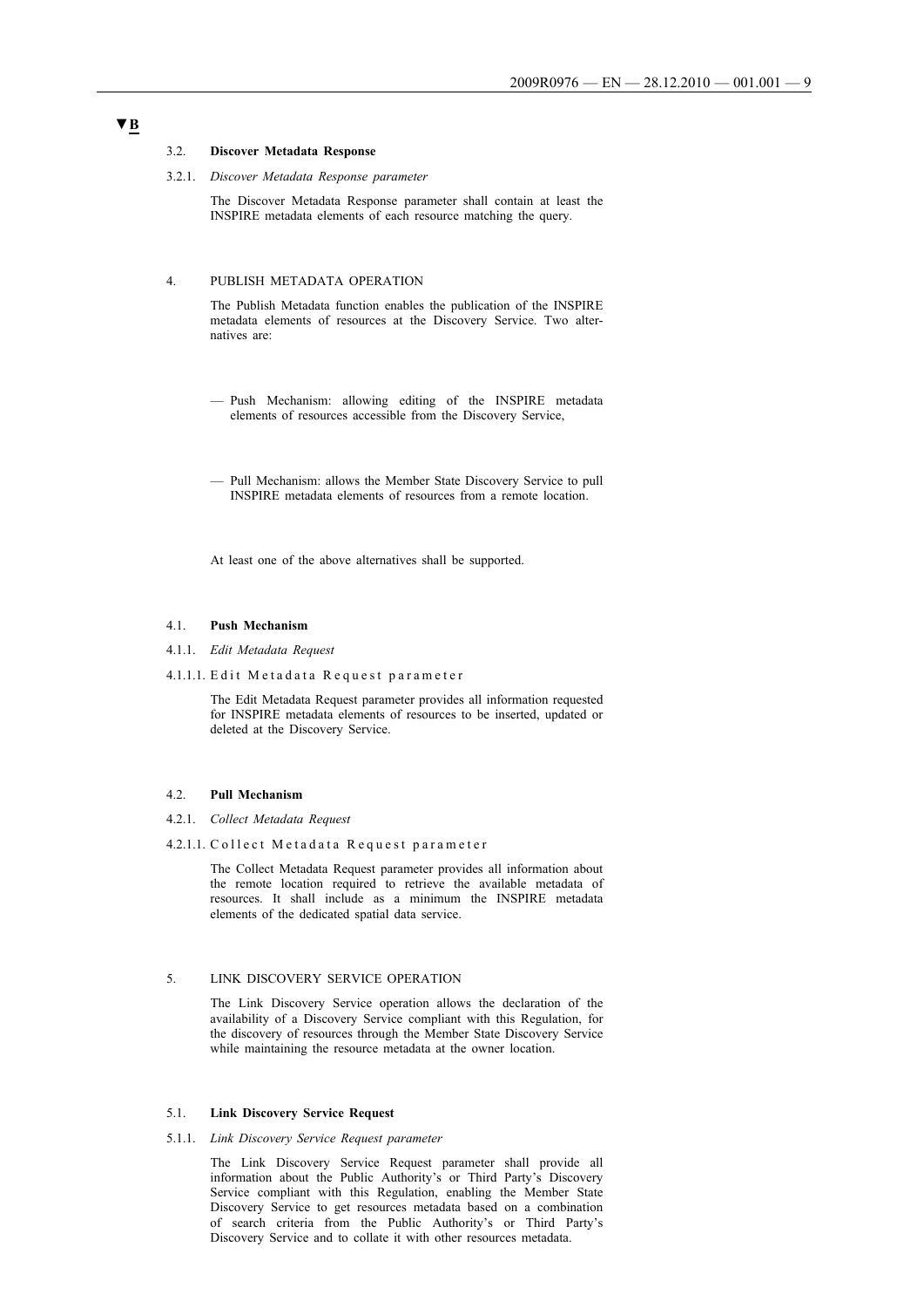▼B

### 3.2. **Discover Metadata Response**

#### 3.2.1. *Discover Metadata Response parameter*

The Discover Metadata Response parameter shall contain at least the INSPIRE metadata elements of each resource matching the query.

## 4. PUBLISH METADATA OPERATION

The Publish Metadata function enables the publication of the INSPIRE metadata elements of resources at the Discovery Service. Two alternatives are:

- Push Mechanism: allowing editing of the INSPIRE metadata elements of resources accessible from the Discovery Service,
- Pull Mechanism: allows the Member State Discovery Service to pull INSPIRE metadata elements of resources from a remote location.

At least one of the above alternatives shall be supported.

### 4.1. **Push Mechanism**

#### 4.1.1. *Edit Metadata Request*

##### 4.1.1.1. Edit Metadata Request parameter

The Edit Metadata Request parameter provides all information requested for INSPIRE metadata elements of resources to be inserted, updated or deleted at the Discovery Service.

### 4.2. **Pull Mechanism**

#### 4.2.1. *Collect Metadata Request*

##### 4.2.1.1. Collect Metadata Request parameter

The Collect Metadata Request parameter provides all information about the remote location required to retrieve the available metadata of resources. It shall include as a minimum the INSPIRE metadata elements of the dedicated spatial data service.

## 5. LINK DISCOVERY SERVICE OPERATION

The Link Discovery Service operation allows the declaration of the availability of a Discovery Service compliant with this Regulation, for the discovery of resources through the Member State Discovery Service while maintaining the resource metadata at the owner location.

### 5.1. **Link Discovery Service Request**

#### 5.1.1. *Link Discovery Service Request parameter*

The Link Discovery Service Request parameter shall provide all information about the Public Authority's or Third Party's Discovery Service compliant with this Regulation, enabling the Member State Discovery Service to get resources metadata based on a combination of search criteria from the Public Authority's or Third Party's Discovery Service and to collate it with other resources metadata.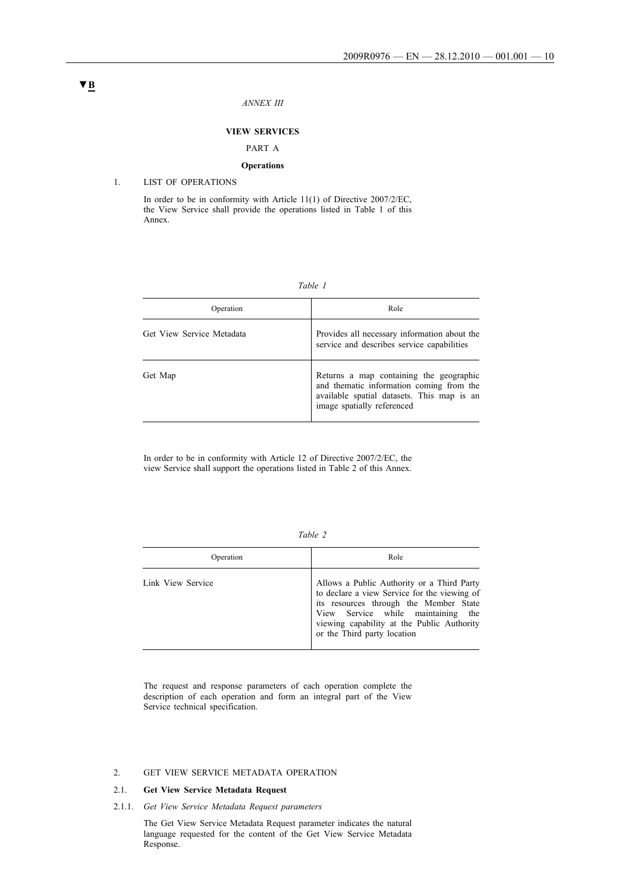▼B

*ANNEX III*

## VIEW SERVICES

PART A

### Operations

1. LIST OF OPERATIONS

In order to be in conformity with Article 11(1) of Directive 2007/2/EC, the View Service shall provide the operations listed in Table 1 of this Annex.

*Table 1*

| Operation | Role |
|---|---|
| Get View Service Metadata | Provides all necessary information about the service and describes service capabilities |
| Get Map | Returns a map containing the geographic and thematic information coming from the available spatial datasets. This map is an image spatially referenced |

In order to be in conformity with Article 12 of Directive 2007/2/EC, the view Service shall support the operations listed in Table 2 of this Annex.

*Table 2*

| Operation | Role |
|---|---|
| Link View Service | Allows a Public Authority or a Third Party to declare a view Service for the viewing of its resources through the Member State View Service while maintaining the viewing capability at the Public Authority or the Third party location |

The request and response parameters of each operation complete the description of each operation and form an integral part of the View Service technical specification.

2. GET VIEW SERVICE METADATA OPERATION

2.1. **Get View Service Metadata Request**

2.1.1. *Get View Service Metadata Request parameters*

The Get View Service Metadata Request parameter indicates the natural language requested for the content of the Get View Service Metadata Response.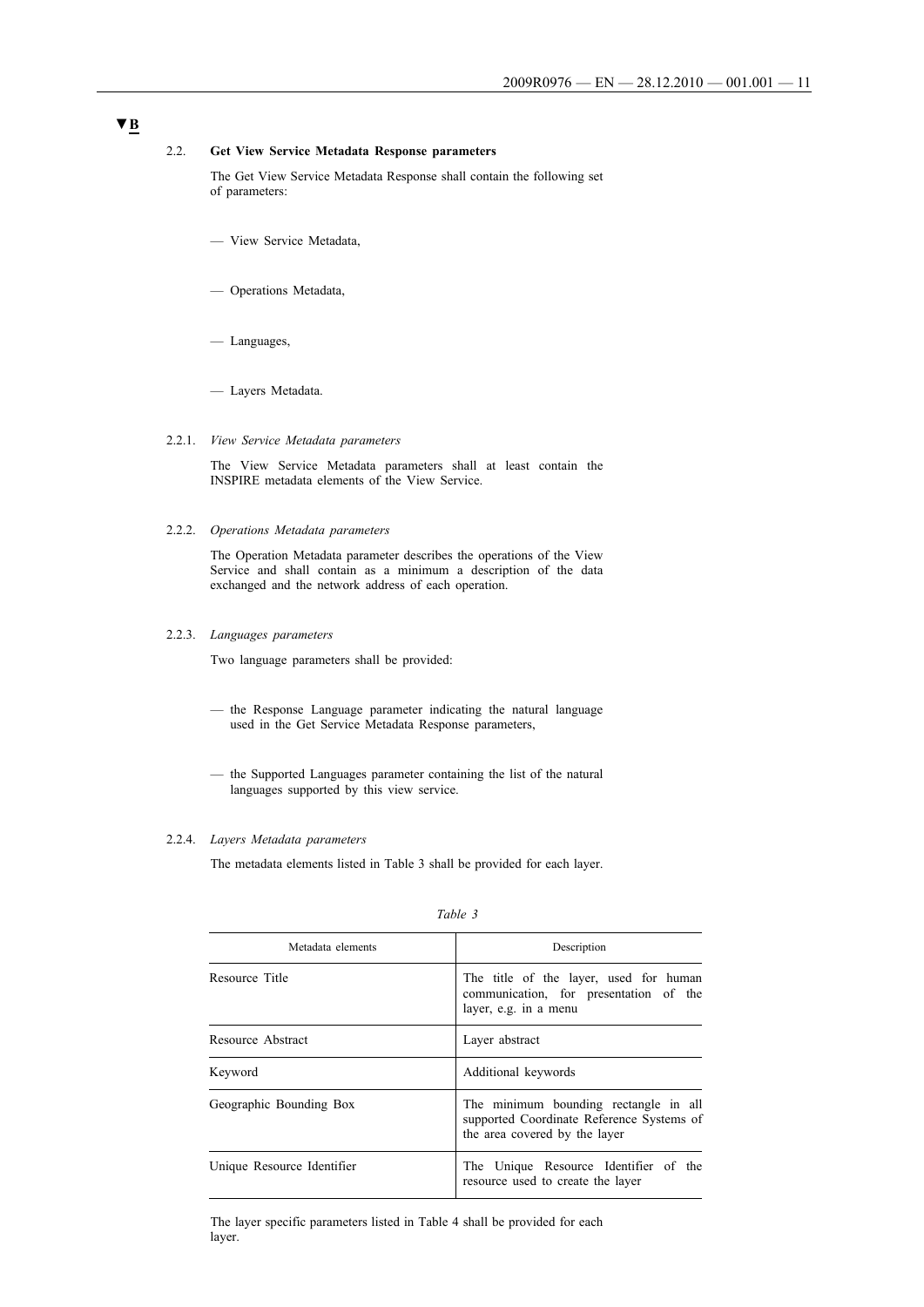▼B

2.2. **Get View Service Metadata Response parameters**

The Get View Service Metadata Response shall contain the following set of parameters:

— View Service Metadata,

— Operations Metadata,

— Languages,

— Layers Metadata.

2.2.1. *View Service Metadata parameters*

The View Service Metadata parameters shall at least contain the INSPIRE metadata elements of the View Service.

2.2.2. *Operations Metadata parameters*

The Operation Metadata parameter describes the operations of the View Service and shall contain as a minimum a description of the data exchanged and the network address of each operation.

2.2.3. *Languages parameters*

Two language parameters shall be provided:

— the Response Language parameter indicating the natural language used in the Get Service Metadata Response parameters,

— the Supported Languages parameter containing the list of the natural languages supported by this view service.

2.2.4. *Layers Metadata parameters*

The metadata elements listed in Table 3 shall be provided for each layer.

*Table 3*

| Metadata elements | Description |
|---|---|
| Resource Title | The title of the layer, used for human communication, for presentation of the layer, e.g. in a menu |
| Resource Abstract | Layer abstract |
| Keyword | Additional keywords |
| Geographic Bounding Box | The minimum bounding rectangle in all supported Coordinate Reference Systems of the area covered by the layer |
| Unique Resource Identifier | The Unique Resource Identifier of the resource used to create the layer |

The layer specific parameters listed in Table 4 shall be provided for each layer.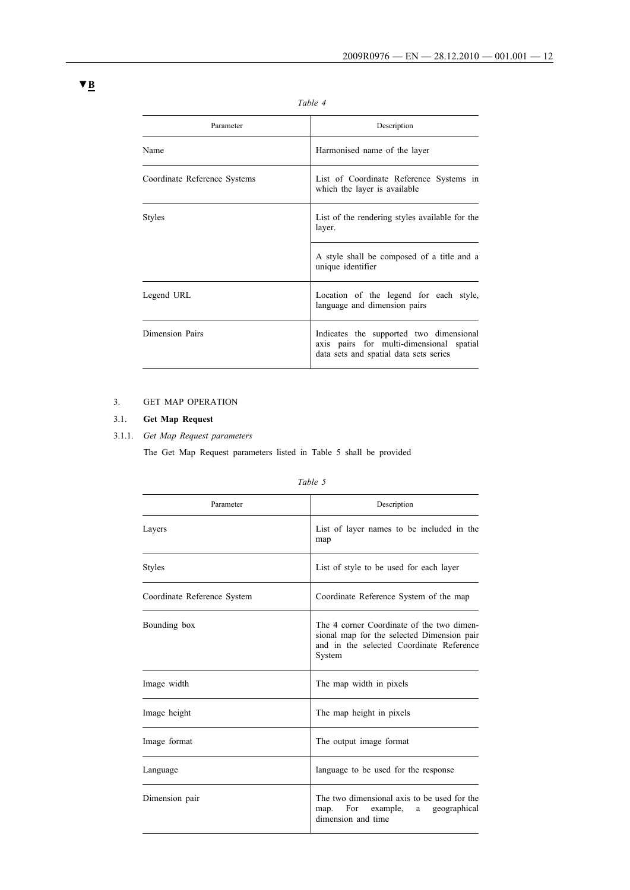▼B

*Table 4*

| Parameter | Description |
|---|---|
| Name | Harmonised name of the layer |
| Coordinate Reference Systems | List of Coordinate Reference Systems in which the layer is available |
| Styles | List of the rendering styles available for the layer. |
| | A style shall be composed of a title and a unique identifier |
| Legend URL | Location of the legend for each style, language and dimension pairs |
| Dimension Pairs | Indicates the supported two dimensional axis pairs for multi-dimensional spatial data sets and spatial data sets series |

3. GET MAP OPERATION

3.1. **Get Map Request**

3.1.1. *Get Map Request parameters*

The Get Map Request parameters listed in Table 5 shall be provided

*Table 5*

| Parameter | Description |
|---|---|
| Layers | List of layer names to be included in the map |
| Styles | List of style to be used for each layer |
| Coordinate Reference System | Coordinate Reference System of the map |
| Bounding box | The 4 corner Coordinate of the two dimensional map for the selected Dimension pair and in the selected Coordinate Reference System |
| Image width | The map width in pixels |
| Image height | The map height in pixels |
| Image format | The output image format |
| Language | language to be used for the response |
| Dimension pair | The two dimensional axis to be used for the map. For example, a geographical dimension and time |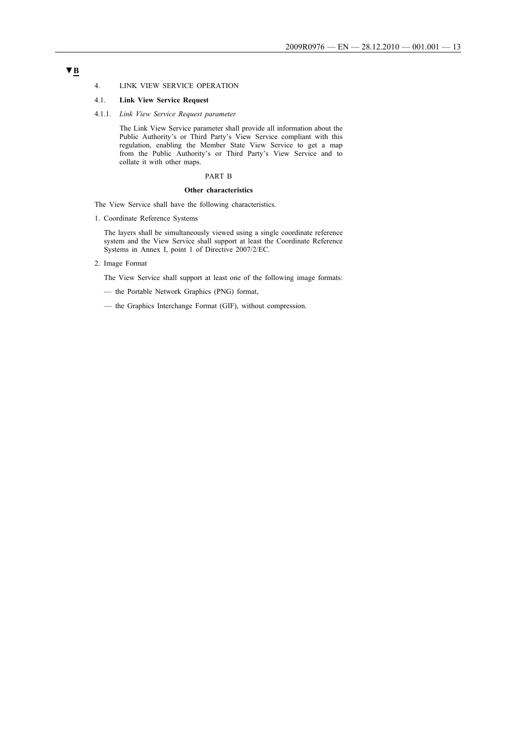**▼B**

4. LINK VIEW SERVICE OPERATION

4.1. **Link View Service Request**

4.1.1. *Link View Service Request parameter*

The Link View Service parameter shall provide all information about the Public Authority's or Third Party's View Service compliant with this regulation, enabling the Member State View Service to get a map from the Public Authority's or Third Party's View Service and to collate it with other maps.

PART B

**Other characteristics**

The View Service shall have the following characteristics.

1. Coordinate Reference Systems

The layers shall be simultaneously viewed using a single coordinate reference system and the View Service shall support at least the Coordinate Reference Systems in Annex I, point 1 of Directive 2007/2/EC.

2. Image Format

The View Service shall support at least one of the following image formats:

— the Portable Network Graphics (PNG) format,

— the Graphics Interchange Format (GIF), without compression.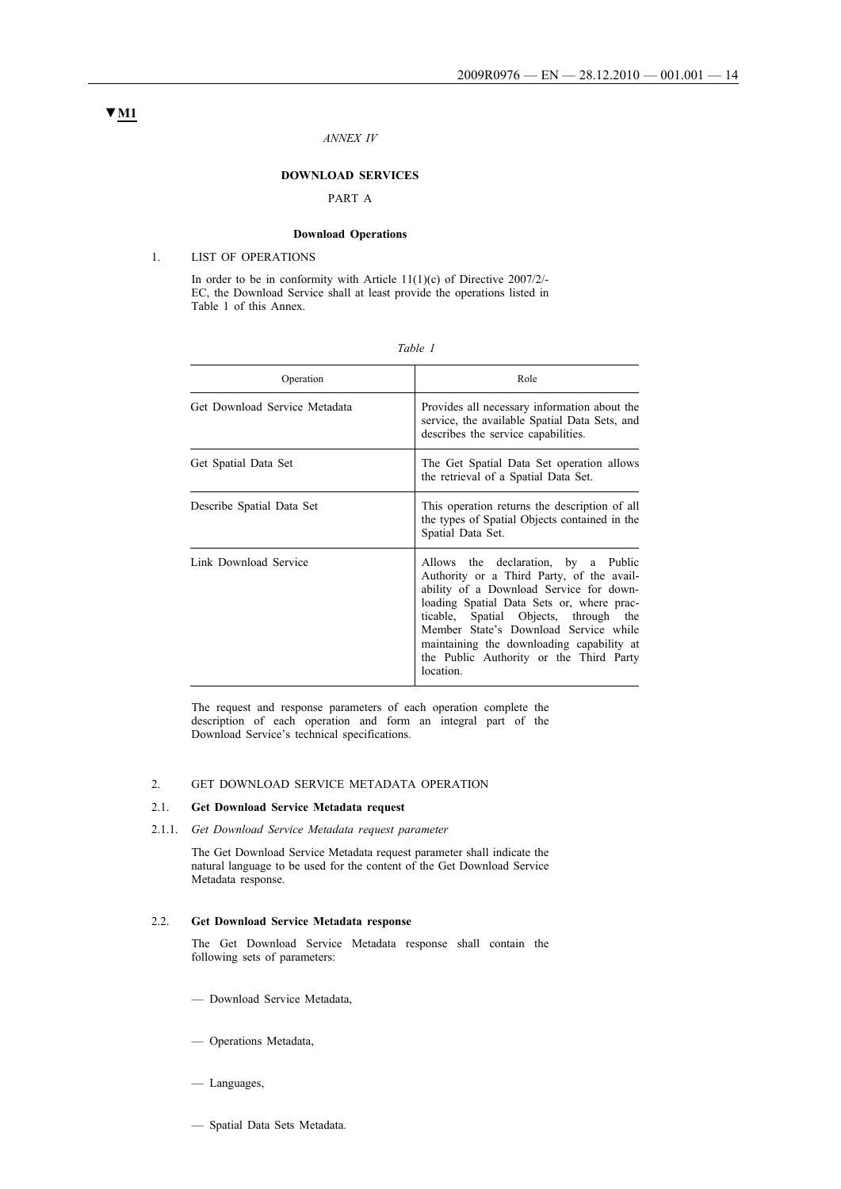▼M1

*ANNEX IV*

# DOWNLOAD SERVICES

PART A

## Download Operations

1. LIST OF OPERATIONS

In order to be in conformity with Article 11(1)(c) of Directive 2007/2/-EC, the Download Service shall at least provide the operations listed in Table 1 of this Annex.

*Table 1*

| Operation | Role |
|---|---|
| Get Download Service Metadata | Provides all necessary information about the service, the available Spatial Data Sets, and describes the service capabilities. |
| Get Spatial Data Set | The Get Spatial Data Set operation allows the retrieval of a Spatial Data Set. |
| Describe Spatial Data Set | This operation returns the description of all the types of Spatial Objects contained in the Spatial Data Set. |
| Link Download Service | Allows the declaration, by a Public Authority or a Third Party, of the availability of a Download Service for downloading Spatial Data Sets or, where practicable, Spatial Objects, through the Member State's Download Service while maintaining the downloading capability at the Public Authority or the Third Party location. |

The request and response parameters of each operation complete the description of each operation and form an integral part of the Download Service's technical specifications.

2. GET DOWNLOAD SERVICE METADATA OPERATION

2.1. **Get Download Service Metadata request**

2.1.1. *Get Download Service Metadata request parameter*

The Get Download Service Metadata request parameter shall indicate the natural language to be used for the content of the Get Download Service Metadata response.

2.2. **Get Download Service Metadata response**

The Get Download Service Metadata response shall contain the following sets of parameters:

— Download Service Metadata,

— Operations Metadata,

— Languages,

— Spatial Data Sets Metadata.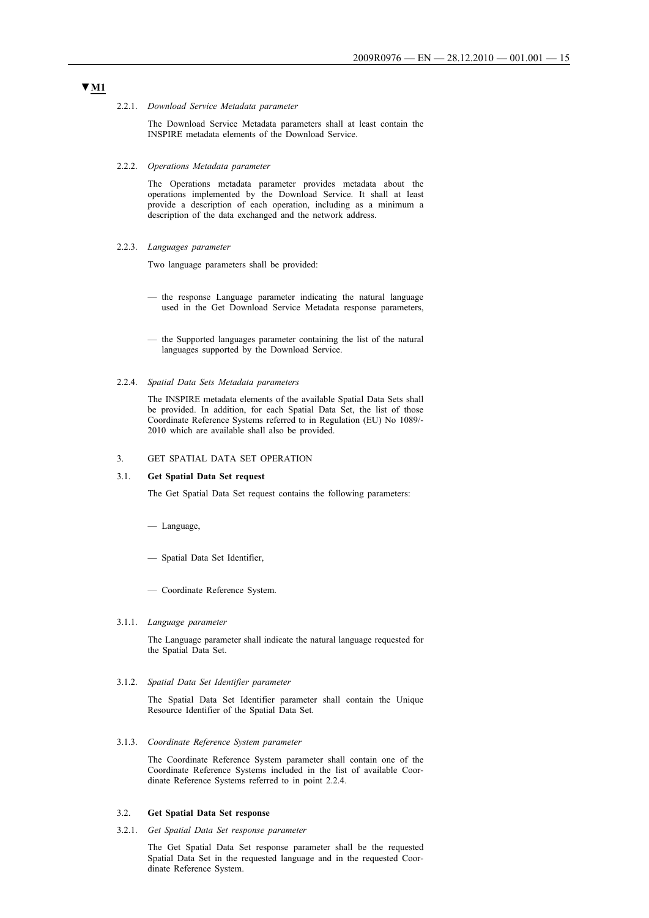**▼M1**

2.2.1. *Download Service Metadata parameter*

The Download Service Metadata parameters shall at least contain the INSPIRE metadata elements of the Download Service.

2.2.2. *Operations Metadata parameter*

The Operations metadata parameter provides metadata about the operations implemented by the Download Service. It shall at least provide a description of each operation, including as a minimum a description of the data exchanged and the network address.

2.2.3. *Languages parameter*

Two language parameters shall be provided:

— the response Language parameter indicating the natural language used in the Get Download Service Metadata response parameters,

— the Supported languages parameter containing the list of the natural languages supported by the Download Service.

2.2.4. *Spatial Data Sets Metadata parameters*

The INSPIRE metadata elements of the available Spatial Data Sets shall be provided. In addition, for each Spatial Data Set, the list of those Coordinate Reference Systems referred to in Regulation (EU) No 1089/-2010 which are available shall also be provided.

3. GET SPATIAL DATA SET OPERATION

3.1. **Get Spatial Data Set request**

The Get Spatial Data Set request contains the following parameters:

— Language,

— Spatial Data Set Identifier,

— Coordinate Reference System.

3.1.1. *Language parameter*

The Language parameter shall indicate the natural language requested for the Spatial Data Set.

3.1.2. *Spatial Data Set Identifier parameter*

The Spatial Data Set Identifier parameter shall contain the Unique Resource Identifier of the Spatial Data Set.

3.1.3. *Coordinate Reference System parameter*

The Coordinate Reference System parameter shall contain one of the Coordinate Reference Systems included in the list of available Coordinate Reference Systems referred to in point 2.2.4.

3.2. **Get Spatial Data Set response**

3.2.1. *Get Spatial Data Set response parameter*

The Get Spatial Data Set response parameter shall be the requested Spatial Data Set in the requested language and in the requested Coordinate Reference System.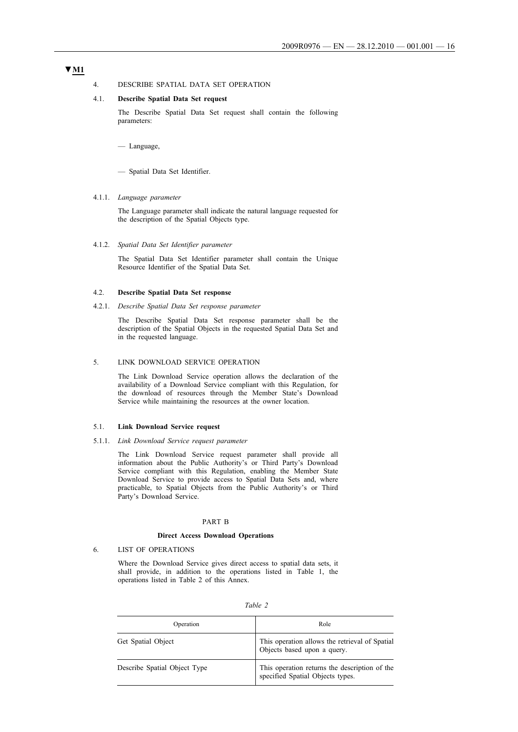▼M1

4. DESCRIBE SPATIAL DATA SET OPERATION

4.1. **Describe Spatial Data Set request**

The Describe Spatial Data Set request shall contain the following parameters:

— Language,

— Spatial Data Set Identifier.

4.1.1. *Language parameter*

The Language parameter shall indicate the natural language requested for the description of the Spatial Objects type.

4.1.2. *Spatial Data Set Identifier parameter*

The Spatial Data Set Identifier parameter shall contain the Unique Resource Identifier of the Spatial Data Set.

4.2. **Describe Spatial Data Set response**

4.2.1. *Describe Spatial Data Set response parameter*

The Describe Spatial Data Set response parameter shall be the description of the Spatial Objects in the requested Spatial Data Set and in the requested language.

5. LINK DOWNLOAD SERVICE OPERATION

The Link Download Service operation allows the declaration of the availability of a Download Service compliant with this Regulation, for the download of resources through the Member State's Download Service while maintaining the resources at the owner location.

5.1. **Link Download Service request**

5.1.1. *Link Download Service request parameter*

The Link Download Service request parameter shall provide all information about the Public Authority's or Third Party's Download Service compliant with this Regulation, enabling the Member State Download Service to provide access to Spatial Data Sets and, where practicable, to Spatial Objects from the Public Authority's or Third Party's Download Service.

PART B

**Direct Access Download Operations**

6. LIST OF OPERATIONS

Where the Download Service gives direct access to spatial data sets, it shall provide, in addition to the operations listed in Table 1, the operations listed in Table 2 of this Annex.

*Table 2*

| Operation | Role |
|---|---|
| Get Spatial Object | This operation allows the retrieval of Spatial Objects based upon a query. |
| Describe Spatial Object Type | This operation returns the description of the specified Spatial Objects types. |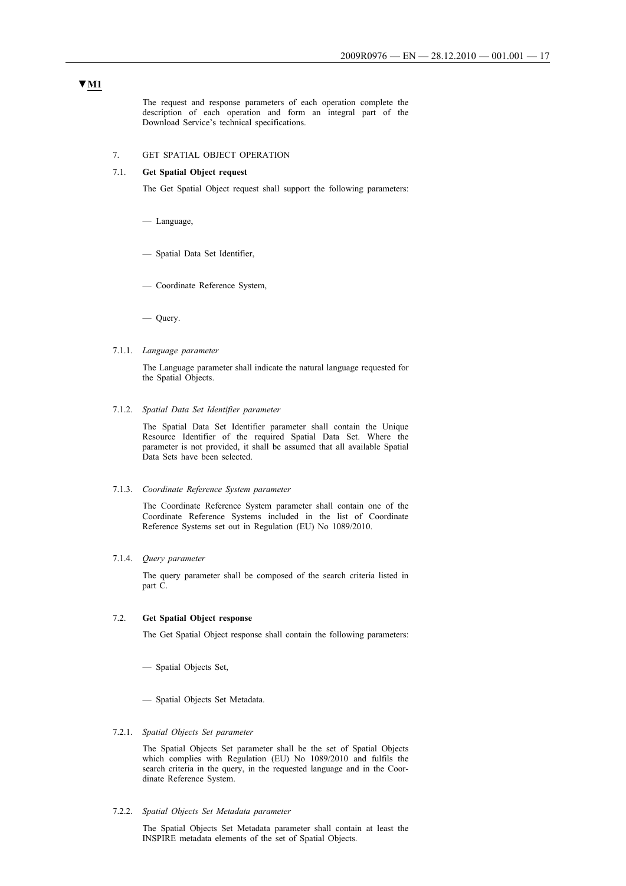▼M1

The request and response parameters of each operation complete the description of each operation and form an integral part of the Download Service's technical specifications.

7. GET SPATIAL OBJECT OPERATION

7.1. **Get Spatial Object request**

The Get Spatial Object request shall support the following parameters:

— Language,

— Spatial Data Set Identifier,

— Coordinate Reference System,

— Query.

7.1.1. *Language parameter*

The Language parameter shall indicate the natural language requested for the Spatial Objects.

7.1.2. *Spatial Data Set Identifier parameter*

The Spatial Data Set Identifier parameter shall contain the Unique Resource Identifier of the required Spatial Data Set. Where the parameter is not provided, it shall be assumed that all available Spatial Data Sets have been selected.

7.1.3. *Coordinate Reference System parameter*

The Coordinate Reference System parameter shall contain one of the Coordinate Reference Systems included in the list of Coordinate Reference Systems set out in Regulation (EU) No 1089/2010.

7.1.4. *Query parameter*

The query parameter shall be composed of the search criteria listed in part C.

7.2. **Get Spatial Object response**

The Get Spatial Object response shall contain the following parameters:

— Spatial Objects Set,

— Spatial Objects Set Metadata.

7.2.1. *Spatial Objects Set parameter*

The Spatial Objects Set parameter shall be the set of Spatial Objects which complies with Regulation (EU) No 1089/2010 and fulfils the search criteria in the query, in the requested language and in the Coordinate Reference System.

7.2.2. *Spatial Objects Set Metadata parameter*

The Spatial Objects Set Metadata parameter shall contain at least the INSPIRE metadata elements of the set of Spatial Objects.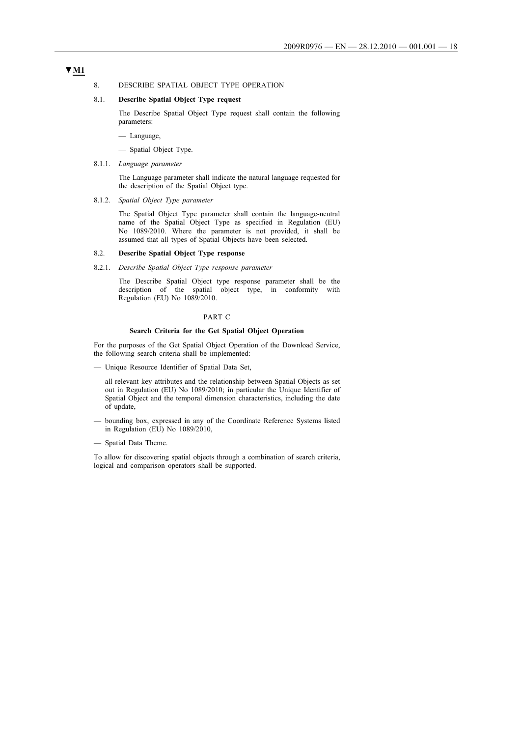▼**M1**

8. DESCRIBE SPATIAL OBJECT TYPE OPERATION

8.1. **Describe Spatial Object Type request**

The Describe Spatial Object Type request shall contain the following parameters:

— Language,

— Spatial Object Type.

8.1.1. *Language parameter*

The Language parameter shall indicate the natural language requested for the description of the Spatial Object type.

8.1.2. *Spatial Object Type parameter*

The Spatial Object Type parameter shall contain the language-neutral name of the Spatial Object Type as specified in Regulation (EU) No 1089/2010. Where the parameter is not provided, it shall be assumed that all types of Spatial Objects have been selected.

8.2. **Describe Spatial Object Type response**

8.2.1. *Describe Spatial Object Type response parameter*

The Describe Spatial Object type response parameter shall be the description of the spatial object type, in conformity with Regulation (EU) No 1089/2010.

PART C

**Search Criteria for the Get Spatial Object Operation**

For the purposes of the Get Spatial Object Operation of the Download Service, the following search criteria shall be implemented:

— Unique Resource Identifier of Spatial Data Set,

— all relevant key attributes and the relationship between Spatial Objects as set out in Regulation (EU) No 1089/2010; in particular the Unique Identifier of Spatial Object and the temporal dimension characteristics, including the date of update,

— bounding box, expressed in any of the Coordinate Reference Systems listed in Regulation (EU) No 1089/2010,

— Spatial Data Theme.

To allow for discovering spatial objects through a combination of search criteria, logical and comparison operators shall be supported.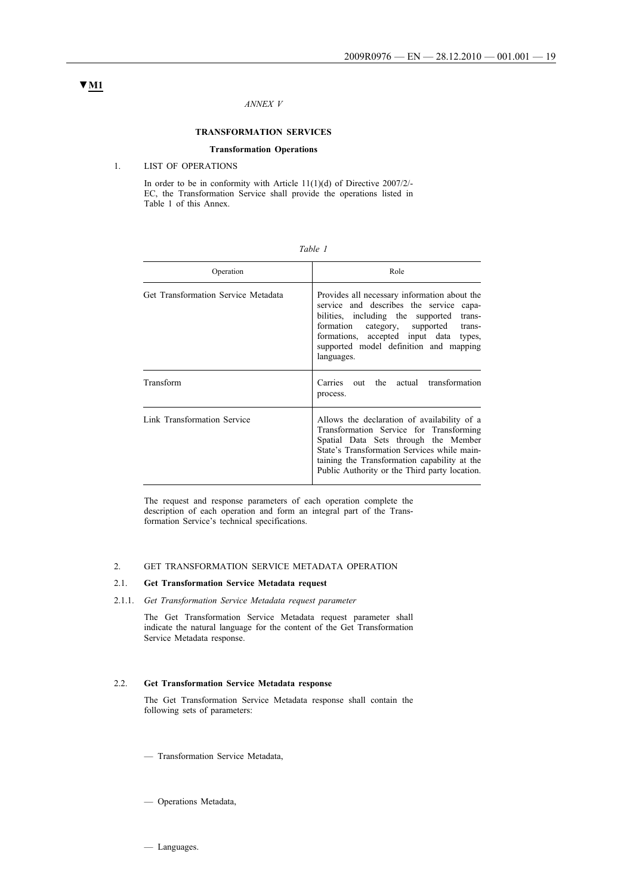▼M1

*ANNEX V*

## TRANSFORMATION SERVICES

### Transformation Operations

1. LIST OF OPERATIONS

In order to be in conformity with Article 11(1)(d) of Directive 2007/2/-EC, the Transformation Service shall provide the operations listed in Table 1 of this Annex.

*Table 1*

| Operation | Role |
|---|---|
| Get Transformation Service Metadata | Provides all necessary information about the service and describes the service capabilities, including the supported transformation category, supported transformations, accepted input data types, supported model definition and mapping languages. |
| Transform | Carries out the actual transformation process. |
| Link Transformation Service | Allows the declaration of availability of a Transformation Service for Transforming Spatial Data Sets through the Member State's Transformation Services while maintaining the Transformation capability at the Public Authority or the Third party location. |

The request and response parameters of each operation complete the description of each operation and form an integral part of the Transformation Service's technical specifications.

2. GET TRANSFORMATION SERVICE METADATA OPERATION

2.1. **Get Transformation Service Metadata request**

2.1.1. *Get Transformation Service Metadata request parameter*

The Get Transformation Service Metadata request parameter shall indicate the natural language for the content of the Get Transformation Service Metadata response.

2.2. **Get Transformation Service Metadata response**

The Get Transformation Service Metadata response shall contain the following sets of parameters:

— Transformation Service Metadata,

— Operations Metadata,

— Languages.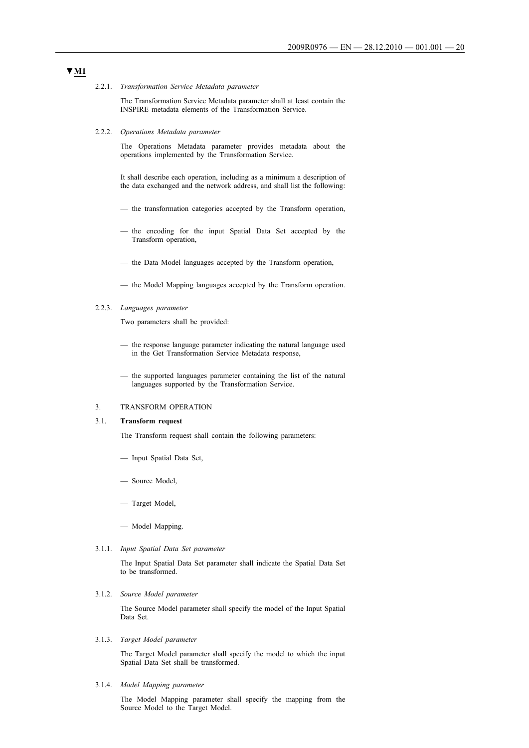▼M1

2.2.1. *Transformation Service Metadata parameter*

The Transformation Service Metadata parameter shall at least contain the INSPIRE metadata elements of the Transformation Service.

2.2.2. *Operations Metadata parameter*

The Operations Metadata parameter provides metadata about the operations implemented by the Transformation Service.

It shall describe each operation, including as a minimum a description of the data exchanged and the network address, and shall list the following:

— the transformation categories accepted by the Transform operation,

— the encoding for the input Spatial Data Set accepted by the Transform operation,

— the Data Model languages accepted by the Transform operation,

— the Model Mapping languages accepted by the Transform operation.

2.2.3. *Languages parameter*

Two parameters shall be provided:

— the response language parameter indicating the natural language used in the Get Transformation Service Metadata response,

— the supported languages parameter containing the list of the natural languages supported by the Transformation Service.

3. TRANSFORM OPERATION

3.1. **Transform request**

The Transform request shall contain the following parameters:

— Input Spatial Data Set,

— Source Model,

— Target Model,

— Model Mapping.

3.1.1. *Input Spatial Data Set parameter*

The Input Spatial Data Set parameter shall indicate the Spatial Data Set to be transformed.

3.1.2. *Source Model parameter*

The Source Model parameter shall specify the model of the Input Spatial Data Set.

3.1.3. *Target Model parameter*

The Target Model parameter shall specify the model to which the input Spatial Data Set shall be transformed.

3.1.4. *Model Mapping parameter*

The Model Mapping parameter shall specify the mapping from the Source Model to the Target Model.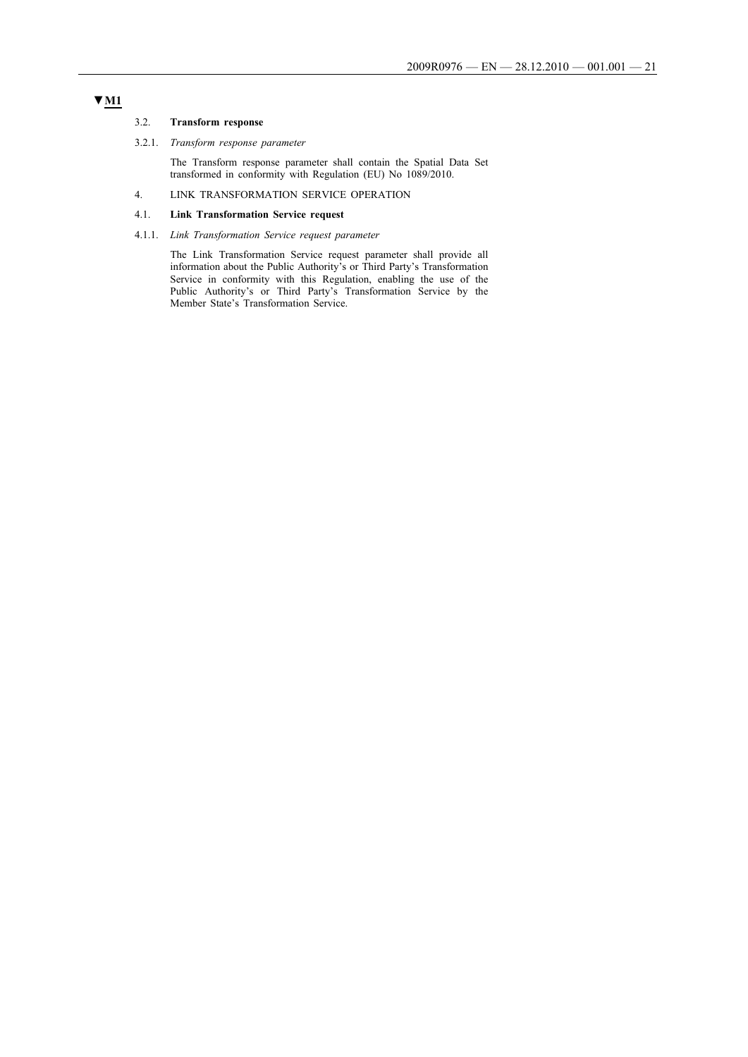**▼M1**

3.2. **Transform response**

3.2.1. *Transform response parameter*

The Transform response parameter shall contain the Spatial Data Set transformed in conformity with Regulation (EU) No 1089/2010.

4. LINK TRANSFORMATION SERVICE OPERATION

4.1. **Link Transformation Service request**

4.1.1. *Link Transformation Service request parameter*

The Link Transformation Service request parameter shall provide all information about the Public Authority's or Third Party's Transformation Service in conformity with this Regulation, enabling the use of the Public Authority's or Third Party's Transformation Service by the Member State's Transformation Service.